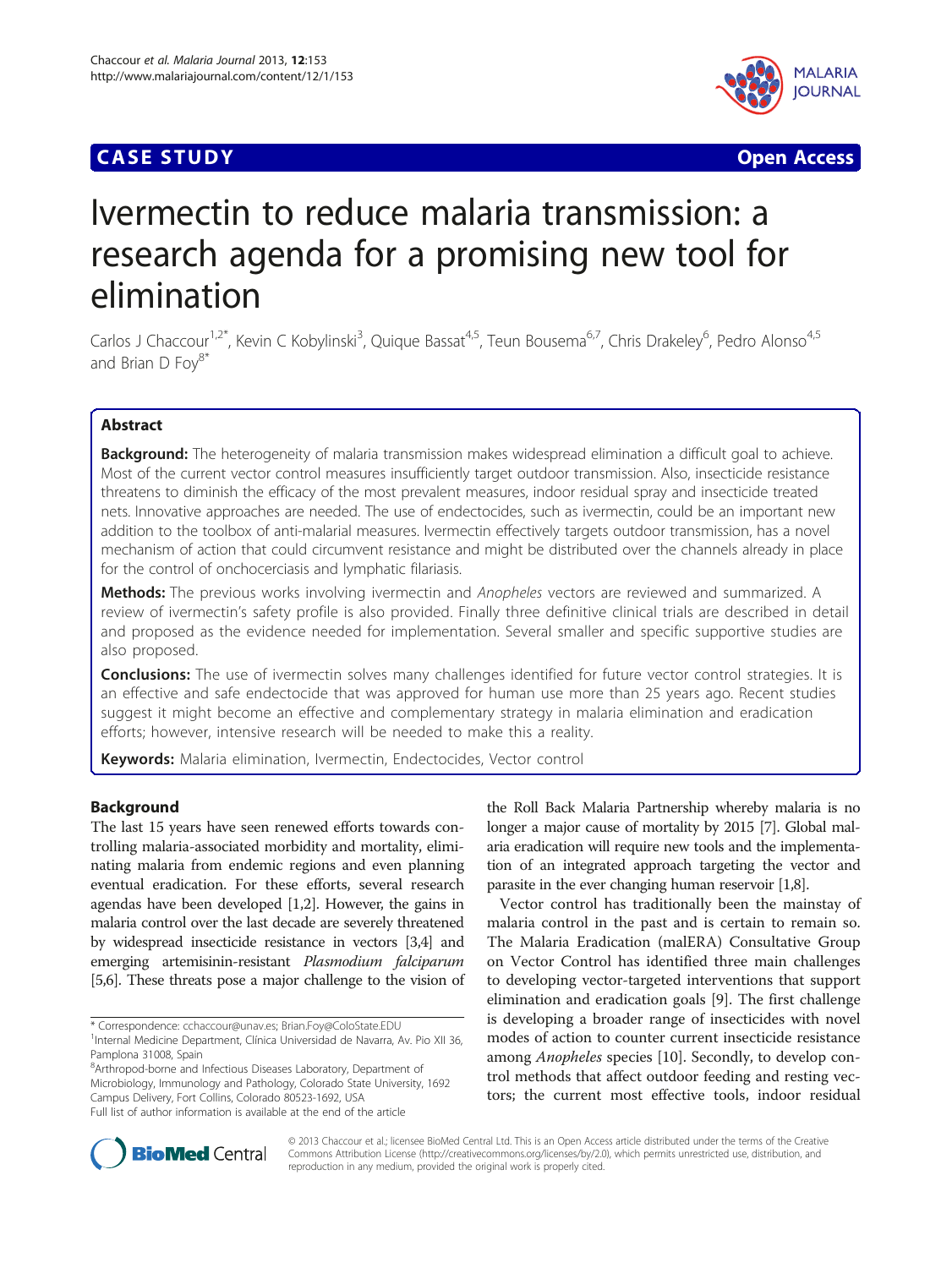**CASE STUDY** **Open Access**

# Ivermectin to reduce malaria transmission: a research agenda for a promising new tool for elimination

Carlos J Chaccour[1,2*], Kevin C Kobylinski[3], Quique Bassat[4,5], Teun Bousema[6,7], Chris Drakeley[6], Pedro Alonso[4,5] and Brian D Foy[8*]

## Abstract

**Background:** The heterogeneity of malaria transmission makes widespread elimination a difficult goal to achieve. Most of the current vector control measures insufficiently target outdoor transmission. Also, insecticide resistance threatens to diminish the efficacy of the most prevalent measures, indoor residual spray and insecticide treated nets. Innovative approaches are needed. The use of endectocides, such as ivermectin, could be an important new addition to the toolbox of anti-malarial measures. Ivermectin effectively targets outdoor transmission, has a novel mechanism of action that could circumvent resistance and might be distributed over the channels already in place for the control of onchocerciasis and lymphatic filariasis.

**Methods:** The previous works involving ivermectin and *Anopheles* vectors are reviewed and summarized. A review of ivermectin's safety profile is also provided. Finally three definitive clinical trials are described in detail and proposed as the evidence needed for implementation. Several smaller and specific supportive studies are also proposed.

**Conclusions:** The use of ivermectin solves many challenges identified for future vector control strategies. It is an effective and safe endectocide that was approved for human use more than 25 years ago. Recent studies suggest it might become an effective and complementary strategy in malaria elimination and eradication efforts; however, intensive research will be needed to make this a reality.

**Keywords:** Malaria elimination, Ivermectin, Endectocides, Vector control

## Background

The last 15 years have seen renewed efforts towards controlling malaria-associated morbidity and mortality, eliminating malaria from endemic regions and even planning eventual eradication. For these efforts, several research agendas have been developed [1,2]. However, the gains in malaria control over the last decade are severely threatened by widespread insecticide resistance in vectors [3,4] and emerging artemisinin-resistant *Plasmodium falciparum* [5,6]. These threats pose a major challenge to the vision of the Roll Back Malaria Partnership whereby malaria is no longer a major cause of mortality by 2015 [7]. Global malaria eradication will require new tools and the implementation of an integrated approach targeting the vector and parasite in the ever changing human reservoir [1,8].

Vector control has traditionally been the mainstay of malaria control in the past and is certain to remain so. The Malaria Eradication (malERA) Consultative Group on Vector Control has identified three main challenges to developing vector-targeted interventions that support elimination and eradication goals [9]. The first challenge is developing a broader range of insecticides with novel modes of action to counter current insecticide resistance among *Anopheles* species [10]. Secondly, to develop control methods that affect outdoor feeding and resting vectors; the current most effective tools, indoor residual

\* Correspondence: cchaccour@unav.es; Brian.Foy@ColoState.EDU
[1]Internal Medicine Department, Clínica Universidad de Navarra, Av. Pio XII 36, Pamplona 31008, Spain
[8]Arthropod-borne and Infectious Diseases Laboratory, Department of Microbiology, Immunology and Pathology, Colorado State University, 1692 Campus Delivery, Fort Collins, Colorado 80523-1692, USA
Full list of author information is available at the end of the article

© 2013 Chaccour et al.; licensee BioMed Central Ltd. This is an Open Access article distributed under the terms of the Creative Commons Attribution License (http://creativecommons.org/licenses/by/2.0), which permits unrestricted use, distribution, and reproduction in any medium, provided the original work is properly cited.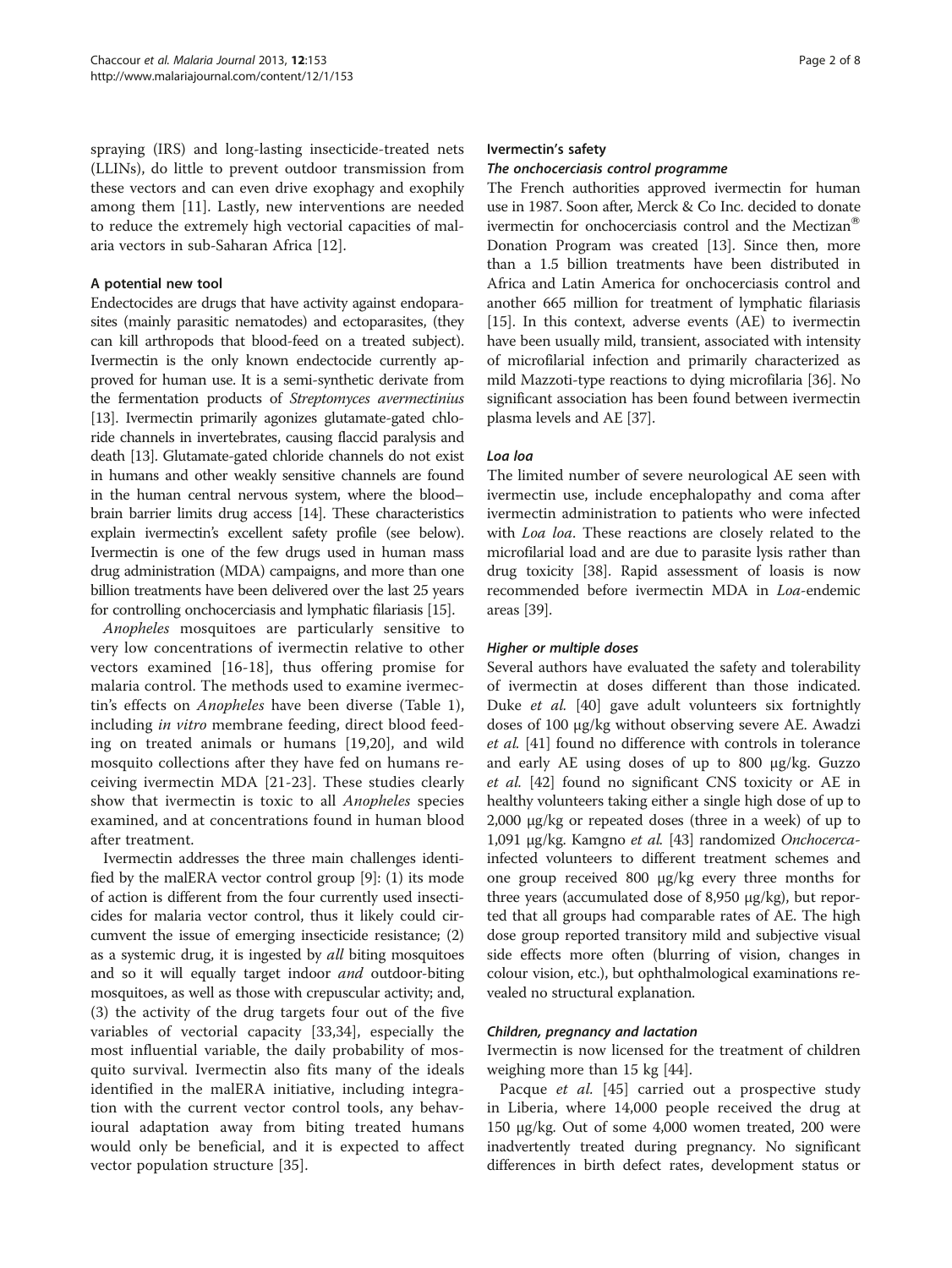spraying (IRS) and long-lasting insecticide-treated nets (LLINs), do little to prevent outdoor transmission from these vectors and can even drive exophagy and exophily among them [11]. Lastly, new interventions are needed to reduce the extremely high vectorial capacities of malaria vectors in sub-Saharan Africa [12].

### A potential new tool

Endectocides are drugs that have activity against endoparasites (mainly parasitic nematodes) and ectoparasites, (they can kill arthropods that blood-feed on a treated subject). Ivermectin is the only known endectocide currently approved for human use. It is a semi-synthetic derivate from the fermentation products of *Streptomyces avermectinius* [13]. Ivermectin primarily agonizes glutamate-gated chloride channels in invertebrates, causing flaccid paralysis and death [13]. Glutamate-gated chloride channels do not exist in humans and other weakly sensitive channels are found in the human central nervous system, where the blood–brain barrier limits drug access [14]. These characteristics explain ivermectin's excellent safety profile (see below). Ivermectin is one of the few drugs used in human mass drug administration (MDA) campaigns, and more than one billion treatments have been delivered over the last 25 years for controlling onchocerciasis and lymphatic filariasis [15].

*Anopheles* mosquitoes are particularly sensitive to very low concentrations of ivermectin relative to other vectors examined [16-18], thus offering promise for malaria control. The methods used to examine ivermectin's effects on *Anopheles* have been diverse (Table 1), including *in vitro* membrane feeding, direct blood feeding on treated animals or humans [19,20], and wild mosquito collections after they have fed on humans receiving ivermectin MDA [21-23]. These studies clearly show that ivermectin is toxic to all *Anopheles* species examined, and at concentrations found in human blood after treatment.

Ivermectin addresses the three main challenges identified by the malERA vector control group [9]: (1) its mode of action is different from the four currently used insecticides for malaria vector control, thus it likely could circumvent the issue of emerging insecticide resistance; (2) as a systemic drug, it is ingested by *all* biting mosquitoes and so it will equally target indoor *and* outdoor-biting mosquitoes, as well as those with crepuscular activity; and, (3) the activity of the drug targets four out of the five variables of vectorial capacity [33,34], especially the most influential variable, the daily probability of mosquito survival. Ivermectin also fits many of the ideals identified in the malERA initiative, including integration with the current vector control tools, any behavioural adaptation away from biting treated humans would only be beneficial, and it is expected to affect vector population structure [35].

### Ivermectin's safety

#### *The onchocerciasis control programme*

The French authorities approved ivermectin for human use in 1987. Soon after, Merck & Co Inc. decided to donate ivermectin for onchocerciasis control and the Mectizan® Donation Program was created [13]. Since then, more than a 1.5 billion treatments have been distributed in Africa and Latin America for onchocerciasis control and another 665 million for treatment of lymphatic filariasis [15]. In this context, adverse events (AE) to ivermectin have been usually mild, transient, associated with intensity of microfilarial infection and primarily characterized as mild Mazzoti-type reactions to dying microfilaria [36]. No significant association has been found between ivermectin plasma levels and AE [37].

#### *Loa loa*

The limited number of severe neurological AE seen with ivermectin use, include encephalopathy and coma after ivermectin administration to patients who were infected with *Loa loa*. These reactions are closely related to the microfilarial load and are due to parasite lysis rather than drug toxicity [38]. Rapid assessment of loasis is now recommended before ivermectin MDA in *Loa*-endemic areas [39].

#### *Higher or multiple doses*

Several authors have evaluated the safety and tolerability of ivermectin at doses different than those indicated. Duke *et al.* [40] gave adult volunteers six fortnightly doses of 100 μg/kg without observing severe AE. Awadzi *et al.* [41] found no difference with controls in tolerance and early AE using doses of up to 800 μg/kg. Guzzo *et al.* [42] found no significant CNS toxicity or AE in healthy volunteers taking either a single high dose of up to 2,000 μg/kg or repeated doses (three in a week) of up to 1,091 μg/kg. Kamgno *et al.* [43] randomized *Onchocerca*-infected volunteers to different treatment schemes and one group received 800 μg/kg every three months for three years (accumulated dose of 8,950 μg/kg), but reported that all groups had comparable rates of AE. The high dose group reported transitory mild and subjective visual side effects more often (blurring of vision, changes in colour vision, etc.), but ophthalmological examinations revealed no structural explanation.

#### *Children, pregnancy and lactation*

Ivermectin is now licensed for the treatment of children weighing more than 15 kg [44].

Pacque *et al.* [45] carried out a prospective study in Liberia, where 14,000 people received the drug at 150 μg/kg. Out of some 4,000 women treated, 200 were inadvertently treated during pregnancy. No significant differences in birth defect rates, development status or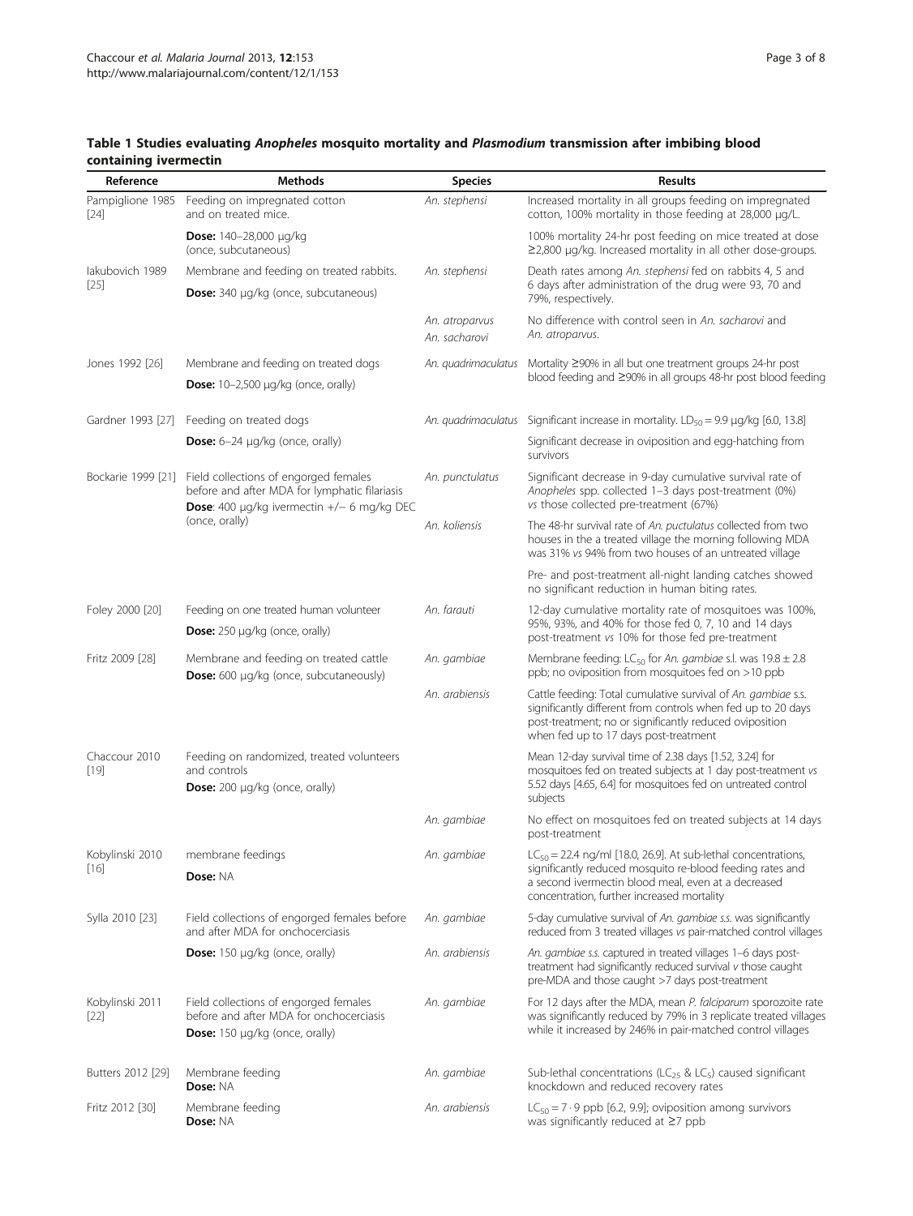**Table 1 Studies evaluating *Anopheles* mosquito mortality and *Plasmodium* transmission after imbibing blood containing ivermectin**

| Reference | Methods | Species | Results |
|---|---|---|---|
| Pampiglione 1985 [24] | Feeding on impregnated cotton and on treated mice. | *An. stephensi* | Increased mortality in all groups feeding on impregnated cotton, 100% mortality in those feeding at 28,000 µg/L. |
| | **Dose:** 140–28,000 µg/kg (once, subcutaneous) | | 100% mortality 24-hr post feeding on mice treated at dose ≥2,800 µg/kg. Increased mortality in all other dose-groups. |
| Iakubovich 1989 [25] | Membrane and feeding on treated rabbits. **Dose:** 340 µg/kg (once, subcutaneous) | *An. stephensi* | Death rates among *An. stephensi* fed on rabbits 4, 5 and 6 days after administration of the drug were 93, 70 and 79%, respectively. |
| | | *An. atroparvus* *An. sacharovi* | No difference with control seen in *An. sacharovi* and *An. atroparvus*. |
| Jones 1992 [26] | Membrane and feeding on treated dogs **Dose:** 10–2,500 µg/kg (once, orally) | *An. quadrimaculatus* | Mortality ≥90% in all but one treatment groups 24-hr post blood feeding and ≥90% in all groups 48-hr post blood feeding |
| Gardner 1993 [27] | Feeding on treated dogs | *An. quadrimaculatus* | Significant increase in mortality. $LD_{50}$ = 9.9 µg/kg [6.0, 13.8] |
| | **Dose:** 6–24 µg/kg (once, orally) | | Significant decrease in oviposition and egg-hatching from survivors |
| Bockarie 1999 [21] | Field collections of engorged females before and after MDA for lymphatic filariasis **Dose**: 400 µg/kg ivermectin +/− 6 mg/kg DEC (once, orally) | *An. punctulatus* | Significant decrease in 9-day cumulative survival rate of *Anopheles* spp. collected 1–3 days post-treatment (0%) *vs* those collected pre-treatment (67%) |
| | | *An. koliensis* | The 48-hr survival rate of *An. puctulatus* collected from two houses in the a treated village the morning following MDA was 31% *vs* 94% from two houses of an untreated village |
| | | | Pre- and post-treatment all-night landing catches showed no significant reduction in human biting rates. |
| Foley 2000 [20] | Feeding on one treated human volunteer **Dose:** 250 µg/kg (once, orally) | *An. farauti* | 12-day cumulative mortality rate of mosquitoes was 100%, 95%, 93%, and 40% for those fed 0, 7, 10 and 14 days post-treatment *vs* 10% for those fed pre-treatment |
| Fritz 2009 [28] | Membrane and feeding on treated cattle **Dose:** 600 µg/kg (once, subcutaneously) | *An. gambiae* | Membrane feeding: $LC_{50}$ for *An. gambiae* s.l. was 19.8 ± 2.8 ppb; no oviposition from mosquitoes fed on >10 ppb |
| | | *An. arabiensis* | Cattle feeding: Total cumulative survival of *An. gambiae* s.s. significantly different from controls when fed up to 20 days post-treatment; no or significantly reduced oviposition when fed up to 17 days post-treatment |
| Chaccour 2010 [19] | Feeding on randomized, treated volunteers and controls **Dose:** 200 µg/kg (once, orally) | | Mean 12-day survival time of 2.38 days [1.52, 3.24] for mosquitoes fed on treated subjects at 1 day post-treatment *vs* 5.52 days [4.65, 6.4] for mosquitoes fed on untreated control subjects |
| | | *An. gambiae* | No effect on mosquitoes fed on treated subjects at 14 days post-treatment |
| Kobylinski 2010 [16] | membrane feedings **Dose:** NA | *An. gambiae* | $LC_{50}$ = 22.4 ng/ml [18.0, 26.9]. At sub-lethal concentrations, significantly reduced mosquito re-blood feeding rates and a second ivermectin blood meal, even at a decreased concentration, further increased mortality |
| Sylla 2010 [23] | Field collections of engorged females before and after MDA for onchocerciasis | *An. gambiae* | 5-day cumulative survival of *An. gambiae s.s.* was significantly reduced from 3 treated villages *vs* pair-matched control villages |
| | **Dose:** 150 µg/kg (once, orally) | *An. arabiensis* | *An. gambiae s.s.* captured in treated villages 1–6 days post-treatment had significantly reduced survival *v* those caught pre-MDA and those caught >7 days post-treatment |
| Kobylinski 2011 [22] | Field collections of engorged females before and after MDA for onchocerciasis **Dose:** 150 µg/kg (once, orally) | *An. gambiae* | For 12 days after the MDA, mean *P. falciparum* sporozoite rate was significantly reduced by 79% in 3 replicate treated villages while it increased by 246% in pair-matched control villages |
| Butters 2012 [29] | Membrane feeding **Dose:** NA | *An. gambiae* | Sub-lethal concentrations ($LC_{25}$ & $LC_5$) caused significant knockdown and reduced recovery rates |
| Fritz 2012 [30] | Membrane feeding **Dose:** NA | *An. arabiensis* | $LC_{50}$ = 7 · 9 ppb [6.2, 9.9]; oviposition among survivors was significantly reduced at ≥7 ppb |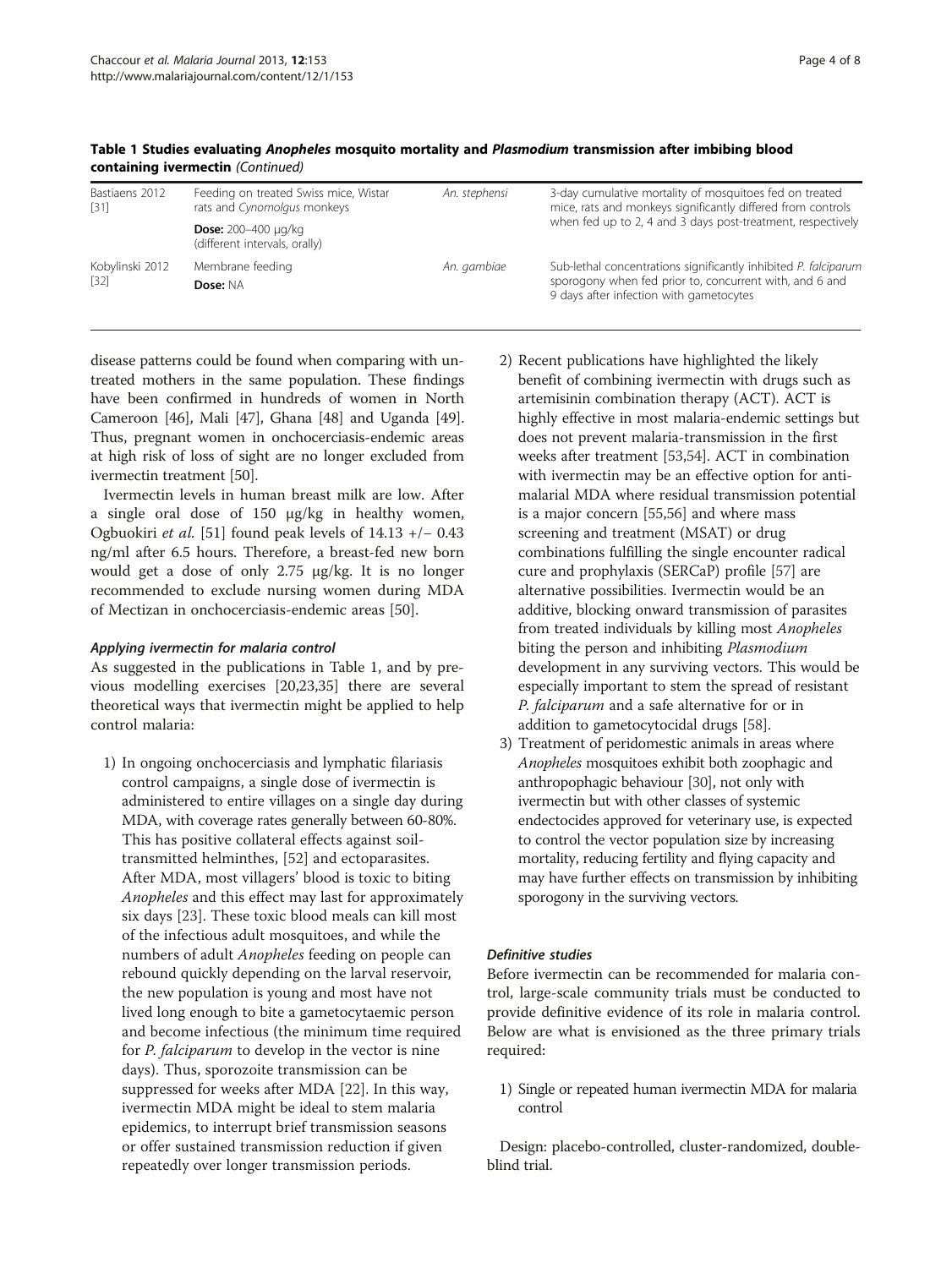**Table 1 Studies evaluating *Anopheles* mosquito mortality and *Plasmodium* transmission after imbibing blood containing ivermectin** *(Continued)*

| | | | |
|---|---|---|---|
| Bastiaens 2012 [31] | Feeding on treated Swiss mice, Wistar rats and *Cynomolgus* monkeys<br>**Dose:** 200–400 μg/kg (different intervals, orally) | *An. stephensi* | 3-day cumulative mortality of mosquitoes fed on treated mice, rats and monkeys significantly differed from controls when fed up to 2, 4 and 3 days post-treatment, respectively |
| Kobylinski 2012 [32] | Membrane feeding<br>**Dose:** NA | *An. gambiae* | Sub-lethal concentrations significantly inhibited *P. falciparum* sporogony when fed prior to, concurrent with, and 6 and 9 days after infection with gametocytes |

disease patterns could be found when comparing with untreated mothers in the same population. These findings have been confirmed in hundreds of women in North Cameroon [46], Mali [47], Ghana [48] and Uganda [49]. Thus, pregnant women in onchocerciasis-endemic areas at high risk of loss of sight are no longer excluded from ivermectin treatment [50].

Ivermectin levels in human breast milk are low. After a single oral dose of 150 μg/kg in healthy women, Ogbuokiri *et al.* [51] found peak levels of 14.13 +/− 0.43 ng/ml after 6.5 hours. Therefore, a breast-fed new born would get a dose of only 2.75 μg/kg. It is no longer recommended to exclude nursing women during MDA of Mectizan in onchocerciasis-endemic areas [50].

#### *Applying ivermectin for malaria control*

As suggested in the publications in Table 1, and by previous modelling exercises [20,23,35] there are several theoretical ways that ivermectin might be applied to help control malaria:

1) In ongoing onchocerciasis and lymphatic filariasis control campaigns, a single dose of ivermectin is administered to entire villages on a single day during MDA, with coverage rates generally between 60-80%. This has positive collateral effects against soil-transmitted helminthes, [52] and ectoparasites. After MDA, most villagers' blood is toxic to biting *Anopheles* and this effect may last for approximately six days [23]. These toxic blood meals can kill most of the infectious adult mosquitoes, and while the numbers of adult *Anopheles* feeding on people can rebound quickly depending on the larval reservoir, the new population is young and most have not lived long enough to bite a gametocytaemic person and become infectious (the minimum time required for *P. falciparum* to develop in the vector is nine days). Thus, sporozoite transmission can be suppressed for weeks after MDA [22]. In this way, ivermectin MDA might be ideal to stem malaria epidemics, to interrupt brief transmission seasons or offer sustained transmission reduction if given repeatedly over longer transmission periods.
2) Recent publications have highlighted the likely benefit of combining ivermectin with drugs such as artemisinin combination therapy (ACT). ACT is highly effective in most malaria-endemic settings but does not prevent malaria-transmission in the first weeks after treatment [53,54]. ACT in combination with ivermectin may be an effective option for anti-malarial MDA where residual transmission potential is a major concern [55,56] and where mass screening and treatment (MSAT) or drug combinations fulfilling the single encounter radical cure and prophylaxis (SERCaP) profile [57] are alternative possibilities. Ivermectin would be an additive, blocking onward transmission of parasites from treated individuals by killing most *Anopheles* biting the person and inhibiting *Plasmodium* development in any surviving vectors. This would be especially important to stem the spread of resistant *P. falciparum* and a safe alternative for or in addition to gametocytocidal drugs [58].
3) Treatment of peridomestic animals in areas where *Anopheles* mosquitoes exhibit both zoophagic and anthropophagic behaviour [30], not only with ivermectin but with other classes of systemic endectocides approved for veterinary use, is expected to control the vector population size by increasing mortality, reducing fertility and flying capacity and may have further effects on transmission by inhibiting sporogony in the surviving vectors.

#### *Definitive studies*

Before ivermectin can be recommended for malaria control, large-scale community trials must be conducted to provide definitive evidence of its role in malaria control. Below are what is envisioned as the three primary trials required:

1) Single or repeated human ivermectin MDA for malaria control

Design: placebo-controlled, cluster-randomized, double-blind trial.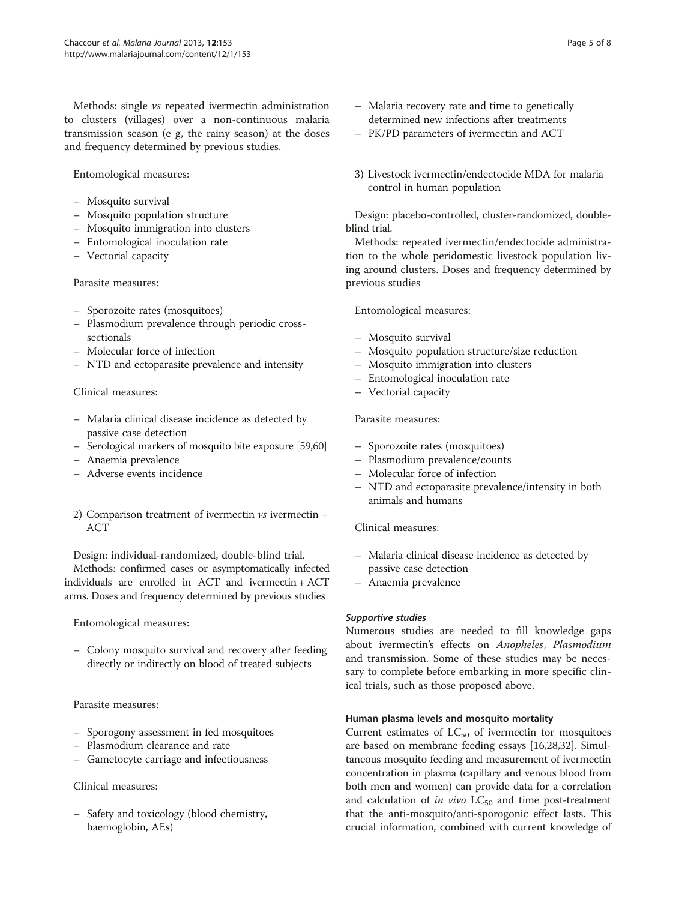Methods: single *vs* repeated ivermectin administration to clusters (villages) over a non-continuous malaria transmission season (e g, the rainy season) at the doses and frequency determined by previous studies.

Entomological measures:

- Mosquito survival
- Mosquito population structure
- Mosquito immigration into clusters
- Entomological inoculation rate
- Vectorial capacity

Parasite measures:

- Sporozoite rates (mosquitoes)
- Plasmodium prevalence through periodic cross-sectionals
- Molecular force of infection
- NTD and ectoparasite prevalence and intensity

Clinical measures:

- Malaria clinical disease incidence as detected by passive case detection
- Serological markers of mosquito bite exposure [59,60]
- Anaemia prevalence
- Adverse events incidence

2) Comparison treatment of ivermectin *vs* ivermectin + ACT

Design: individual-randomized, double-blind trial.

Methods: confirmed cases or asymptomatically infected individuals are enrolled in ACT and ivermectin + ACT arms. Doses and frequency determined by previous studies

Entomological measures:

- Colony mosquito survival and recovery after feeding directly or indirectly on blood of treated subjects

Parasite measures:

- Sporogony assessment in fed mosquitoes
- Plasmodium clearance and rate
- Gametocyte carriage and infectiousness

Clinical measures:

- Safety and toxicology (blood chemistry, haemoglobin, AEs)
- Malaria recovery rate and time to genetically determined new infections after treatments
- PK/PD parameters of ivermectin and ACT

3) Livestock ivermectin/endectocide MDA for malaria control in human population

Design: placebo-controlled, cluster-randomized, double-blind trial.

Methods: repeated ivermectin/endectocide administration to the whole peridomestic livestock population living around clusters. Doses and frequency determined by previous studies

Entomological measures:

- Mosquito survival
- Mosquito population structure/size reduction
- Mosquito immigration into clusters
- Entomological inoculation rate
- Vectorial capacity

Parasite measures:

- Sporozoite rates (mosquitoes)
- Plasmodium prevalence/counts
- Molecular force of infection
- NTD and ectoparasite prevalence/intensity in both animals and humans

Clinical measures:

- Malaria clinical disease incidence as detected by passive case detection
- Anaemia prevalence

### *Supportive studies*

Numerous studies are needed to fill knowledge gaps about ivermectin's effects on *Anopheles*, *Plasmodium* and transmission. Some of these studies may be necessary to complete before embarking in more specific clinical trials, such as those proposed above.

#### Human plasma levels and mosquito mortality

Current estimates of $LC_{50}$ of ivermectin for mosquitoes are based on membrane feeding essays [16,28,32]. Simultaneous mosquito feeding and measurement of ivermectin concentration in plasma (capillary and venous blood from both men and women) can provide data for a correlation and calculation of *in vivo* $LC_{50}$ and time post-treatment that the anti-mosquito/anti-sporogonic effect lasts. This crucial information, combined with current knowledge of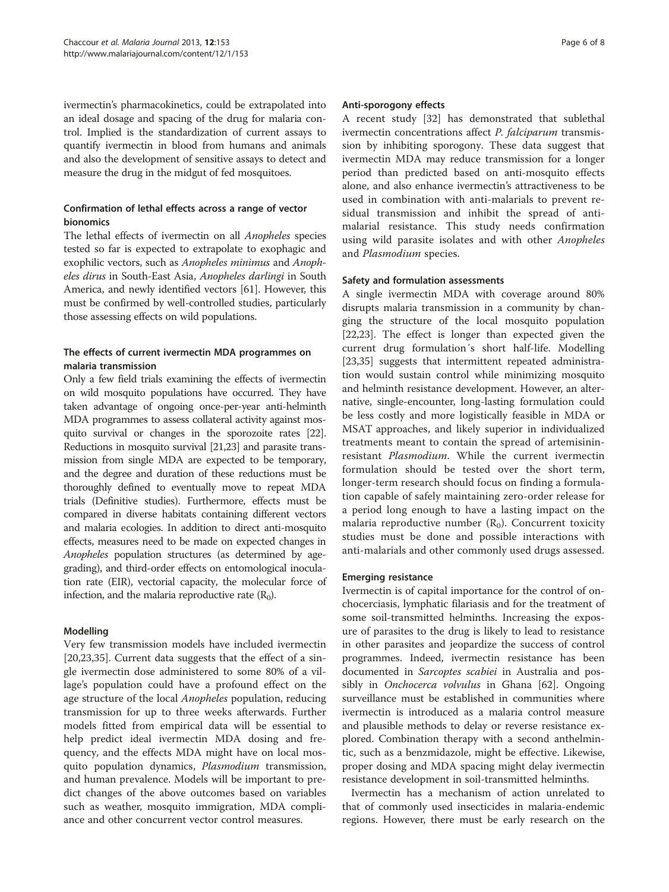ivermectin's pharmacokinetics, could be extrapolated into an ideal dosage and spacing of the drug for malaria control. Implied is the standardization of current assays to quantify ivermectin in blood from humans and animals and also the development of sensitive assays to detect and measure the drug in the midgut of fed mosquitoes.

### Confirmation of lethal effects across a range of vector bionomics

The lethal effects of ivermectin on all *Anopheles* species tested so far is expected to extrapolate to exophagic and exophilic vectors, such as *Anopheles minimus* and *Anopheles dirus* in South-East Asia, *Anopheles darlingi* in South America, and newly identified vectors [61]. However, this must be confirmed by well-controlled studies, particularly those assessing effects on wild populations.

### The effects of current ivermectin MDA programmes on malaria transmission

Only a few field trials examining the effects of ivermectin on wild mosquito populations have occurred. They have taken advantage of ongoing once-per-year anti-helminth MDA programmes to assess collateral activity against mosquito survival or changes in the sporozoite rates [22]. Reductions in mosquito survival [21,23] and parasite transmission from single MDA are expected to be temporary, and the degree and duration of these reductions must be thoroughly defined to eventually move to repeat MDA trials (Definitive studies). Furthermore, effects must be compared in diverse habitats containing different vectors and malaria ecologies. In addition to direct anti-mosquito effects, measures need to be made on expected changes in *Anopheles* population structures (as determined by age-grading), and third-order effects on entomological inoculation rate (EIR), vectorial capacity, the molecular force of infection, and the malaria reproductive rate ($R_0$).

### Modelling

Very few transmission models have included ivermectin [20,23,35]. Current data suggests that the effect of a single ivermectin dose administered to some 80% of a village's population could have a profound effect on the age structure of the local *Anopheles* population, reducing transmission for up to three weeks afterwards. Further models fitted from empirical data will be essential to help predict ideal ivermectin MDA dosing and frequency, and the effects MDA might have on local mosquito population dynamics, *Plasmodium* transmission, and human prevalence. Models will be important to predict changes of the above outcomes based on variables such as weather, mosquito immigration, MDA compliance and other concurrent vector control measures.

### Anti-sporogony effects

A recent study [32] has demonstrated that sublethal ivermectin concentrations affect *P. falciparum* transmission by inhibiting sporogony. These data suggest that ivermectin MDA may reduce transmission for a longer period than predicted based on anti-mosquito effects alone, and also enhance ivermectin's attractiveness to be used in combination with anti-malarials to prevent residual transmission and inhibit the spread of anti-malarial resistance. This study needs confirmation using wild parasite isolates and with other *Anopheles* and *Plasmodium* species.

### Safety and formulation assessments

A single ivermectin MDA with coverage around 80% disrupts malaria transmission in a community by changing the structure of the local mosquito population [22,23]. The effect is longer than expected given the current drug formulation´s short half-life. Modelling [23,35] suggests that intermittent repeated administration would sustain control while minimizing mosquito and helminth resistance development. However, an alternative, single-encounter, long-lasting formulation could be less costly and more logistically feasible in MDA or MSAT approaches, and likely superior in individualized treatments meant to contain the spread of artemisinin-resistant *Plasmodium*. While the current ivermectin formulation should be tested over the short term, longer-term research should focus on finding a formulation capable of safely maintaining zero-order release for a period long enough to have a lasting impact on the malaria reproductive number ($R_0$). Concurrent toxicity studies must be done and possible interactions with anti-malarials and other commonly used drugs assessed.

### Emerging resistance

Ivermectin is of capital importance for the control of onchocerciasis, lymphatic filariasis and for the treatment of some soil-transmitted helminths. Increasing the exposure of parasites to the drug is likely to lead to resistance in other parasites and jeopardize the success of control programmes. Indeed, ivermectin resistance has been documented in *Sarcoptes scabiei* in Australia and possibly in *Onchocerca volvulus* in Ghana [62]. Ongoing surveillance must be established in communities where ivermectin is introduced as a malaria control measure and plausible methods to delay or reverse resistance explored. Combination therapy with a second anthelmintic, such as a benzmidazole, might be effective. Likewise, proper dosing and MDA spacing might delay ivermectin resistance development in soil-transmitted helminths.

Ivermectin has a mechanism of action unrelated to that of commonly used insecticides in malaria-endemic regions. However, there must be early research on the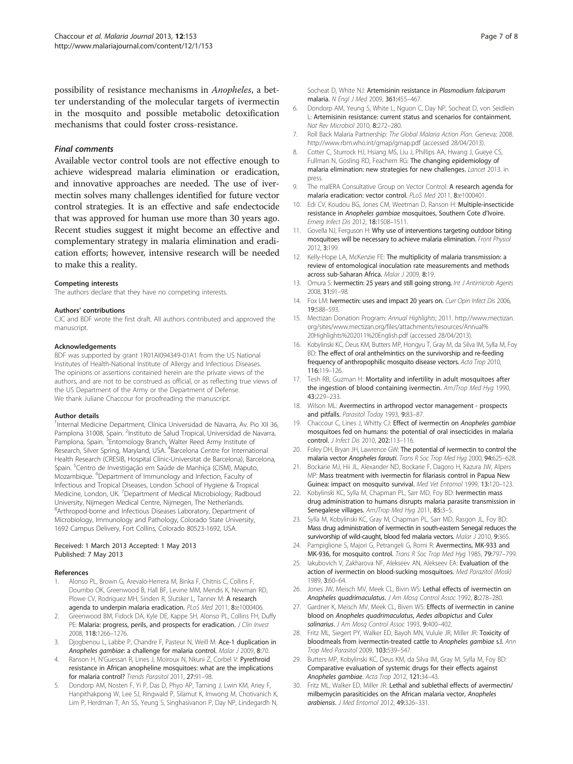possibility of resistance mechanisms in *Anopheles*, a better understanding of the molecular targets of ivermectin in the mosquito and possible metabolic detoxification mechanisms that could foster cross-resistance.

### Final comments

Available vector control tools are not effective enough to achieve widespread malaria elimination or eradication, and innovative approaches are needed. The use of ivermectin solves many challenges identified for future vector control strategies. It is an effective and safe endectocide that was approved for human use more than 30 years ago. Recent studies suggest it might become an effective and complementary strategy in malaria elimination and eradication efforts; however, intensive research will be needed to make this a reality.

#### Competing interests

The authors declare that they have no competing interests.

#### Authors' contributions

CJC and BDF wrote the first draft. All authors contributed and approved the manuscript.

#### Acknowledgements

BDF was supported by grant 1R01AI094349-01A1 from the US National Institutes of Health-National Institute of Allergy and Infectious Diseases. The opinions or assertions contained herein are the private views of the authors, and are not to be construed as official, or as reflecting true views of the US Department of the Army or the Department of Defense. We thank Juliane Chaccour for proofreading the manuscript.

#### Author details

[1]Internal Medicine Department, Clínica Universidad de Navarra, Av. Pio XII 36, Pamplona 31008, Spain. [2]Instituto de Salud Tropical, Universidad de Navarra, Pamplona, Spain. [3]Entomology Branch, Walter Reed Army Institute of Research, Silver Spring, Maryland, USA. [4]Barcelona Centre for International Health Research (CRESIB, Hospital Clínic-Universitat de Barcelona), Barcelona, Spain. [5]Centro de Investigação em Saúde de Manhiça (CISM), Maputo, Mozambique. [6]Department of Immunology and Infection, Faculty of Infectious and Tropical Diseases, London School of Hygiene & Tropical Medicine, London, UK. [7]Department of Medical Microbiology, Radboud University, Nijmegen Medical Centre, Nijmegen, The Netherlands. [8]Arthropod-borne and Infectious Diseases Laboratory, Department of Microbiology, Immunology and Pathology, Colorado State University, 1692 Campus Delivery, Fort Collins, Colorado 80523-1692, USA.

Received: 1 March 2013 Accepted: 1 May 2013
Published: 7 May 2013

#### References

1. Alonso PL, Brown G, Arevalo-Herrera M, Binka F, Chitnis C, Collins F, Doumbo OK, Greenwood B, Hall BF, Levine MM, Mendis K, Newman RD, Plowe CV, Rodriguez MH, Sinden R, Slutsker L, Tanner M: **A research agenda to underpin malaria eradication.** *PLoS Med* 2011, **8:**e1000406.
2. Greenwood BM, Fidock DA, Kyle DE, Kappe SH, Alonso PL, Collins FH, Duffy PE: **Malaria: progress, perils, and prospects for eradication.** *J Clin Invest* 2008, **118:**1266–1276.
3. Djogbenou L, Labbe P, Chandre F, Pasteur N, Weill M: **Ace-1 duplication in *Anopheles gambiae*: a challenge for malaria control.** *Malar J* 2009, **8:**70.
4. Ranson H, N'Guessan R, Lines J, Moiroux N, Nkuni Z, Corbel V: **Pyrethroid resistance in African anopheline mosquitoes: what are the implications for malaria control?** *Trends Parasitol* 2011, **27:**91–98.
5. Dondorp AM, Nosten F, Yi P, Das D, Phyo AP, Tarning J, Lwin KM, Ariey F, Hanpithakpong W, Lee SJ, Ringwald P, Silamut K, Imwong M, Chotivanich K, Lim P, Herdman T, An SS, Yeung S, Singhasivanon P, Day NP, Lindegardh N, Socheat D, White NJ: **Artemisinin resistance in *Plasmodium falciparum* malaria.** *N Engl J Med* 2009, **361:**455–467.
6. Dondorp AM, Yeung S, White L, Nguon C, Day NP, Socheat D, von Seidlein L: **Artemisinin resistance: current status and scenarios for containment.** *Nat Rev Microbiol* 2010, **8:**272–280.
7. Roll Back Malaria Partnership: *The Global Malaria Action Plan.* Geneva; 2008. http://www.rbm.who.int/gmap/gmap.pdf (accessed 28/04/2013).
8. Cotter C, Sturrock HJ, Hsiang MS, Liu J, Phillips AA, Hwang J, Gueye CS, Fullman N, Gosling RD, Feachem RG: **The changing epidemiology of malaria elimination: new strategies for new challenges.** *Lancet* 2013. in press.
9. The malERA Consultative Group on Vector Control: **A research agenda for malaria eradication: vector control.** *PLoS Med* 2011, **8:**e1000401.
10. Edi CV, Koudou BG, Jones CM, Weetman D, Ranson H: **Multiple-insecticide resistance in *Anopheles gambiae* mosquitoes, Southern Cote d'Ivoire.** *Emerg Infect Dis* 2012, **18:**1508–1511.
11. Govella NJ, Ferguson H: **Why use of interventions targeting outdoor biting mosquitoes will be necessary to achieve malaria elimination.** *Front Physiol* 2012, **3:**199.
12. Kelly-Hope LA, McKenzie FE: **The multiplicity of malaria transmission: a review of entomological inoculation rate measurements and methods across sub-Saharan Africa.** *Malar J* 2009, **8:**19.
13. Omura S: **Ivermectin: 25 years and still going strong.** *Int J Antimicrob Agents* 2008, **31:**91–98.
14. Fox LM: **Ivermectin: uses and impact 20 years on.** *Curr Opin Infect Dis* 2006, **19:**588–593.
15. Mectizan Donation Program: *Annual Highlights*; 2011. http://www.mectizan.org/sites/www.mectizan.org/files/attachments/resources/Annual%20Highlights%202011%20English.pdf (accessed 28/04/2013).
16. Kobylinski KC, Deus KM, Butters MP, Hongyu T, Gray M, da Silva IM, Sylla M, Foy BD: **The effect of oral anthelmintics on the survivorship and re-feeding frequency of anthropophilic mosquito disease vectors.** *Acta Trop* 2010, **116:**119–126.
17. Tesh RB, Guzman H: **Mortality and infertility in adult mosquitoes after the ingestion of blood containing ivermectin.** *AmJTrop Med Hyg* 1990, **43:**229–233.
18. Wilson ML: **Avermectins in arthropod vector management - prospects and pitfalls.** *Parasitol Today* 1993, **9:**83–87.
19. Chaccour C, Lines J, Whitty CJ: **Effect of ivermectin on *Anopheles gambiae* mosquitoes fed on humans: the potential of oral insecticides in malaria control.** *J Infect Dis* 2010, **202:**113–116.
20. Foley DH, Bryan JH, Lawrence GW: **The potential of ivermectin to control the malaria vector *Anopheles farauti*.** *Trans R Soc Trop Med Hyg* 2000, **94:**625–628.
21. Bockarie MJ, Hii JL, Alexander ND, Bockarie F, Dagoro H, Kazura JW, Alpers MP: **Mass treatment with ivermectin for filariasis control in Papua New Guinea: impact on mosquito survival.** *Med Vet Entomol* 1999, **13:**120–123.
22. Kobylinski KC, Sylla M, Chapman PL, Sarr MD, Foy BD: **Ivermectin mass drug administration to humans disrupts malaria parasite transmission in Senegalese villages.** *AmJTrop Med Hyg* 2011, **85:**3–5.
23. Sylla M, Kobylinski KC, Gray M, Chapman PL, Sarr MD, Rasgon JL, Foy BD: **Mass drug administration of ivermectin in south-eastern Senegal reduces the survivorship of wild-caught, blood fed malaria vectors.** *Malar J* 2010, **9:**365.
24. Pampiglione S, Majori G, Petrangeli G, Romi R: **Avermectins, MK-933 and MK-936, for mosquito control.** *Trans R Soc Trop Med Hyg* 1985, **79:**797–799.
25. Iakubovich V, Zakharova NF, Alekseev AN, Alekseev EA: **Evaluation of the action of ivermectin on blood-sucking mosquitoes.** *Med Parazitol (Mosk)* 1989, **3:**60–64.
26. Jones JW, Meisch MV, Meek CL, Bivin WS: **Lethal effects of ivermectin on *Anopheles quadrimaculatus*.** *J Am Mosq Control Assoc* 1992, **8:**278–280.
27. Gardner K, Meisch MV, Meek CL, Biven WS: **Effects of ivermectin in canine blood on *Anopheles quadrimaculatus*, *Aedes albopictus* and *Culex salinarius*.** *J Am Mosq Control Assoc* 1993, **9:**400–402.
28. Fritz ML, Siegert PY, Walker ED, Bayoh MN, Vulule JR, Miller JR: **Toxicity of bloodmeals from ivermectin-treated cattle to *Anopheles gambiae* s.l.** *Ann Trop Med Parasitol* 2009, **103:**539–547.
29. Butters MP, Kobylinski KC, Deus KM, da Silva IM, Gray M, Sylla M, Foy BD: **Comparative evaluation of systemic drugs for their effects against *Anopheles gambiae*.** *Acta Trop* 2012, **121:**34–43.
30. Fritz ML, Walker ED, Miller JR: **Lethal and sublethal effects of avermectin/milbemycin parasiticides on the African malaria vector, *Anopheles arabiensis*.** *J Med Entomol* 2012, **49:**326–331.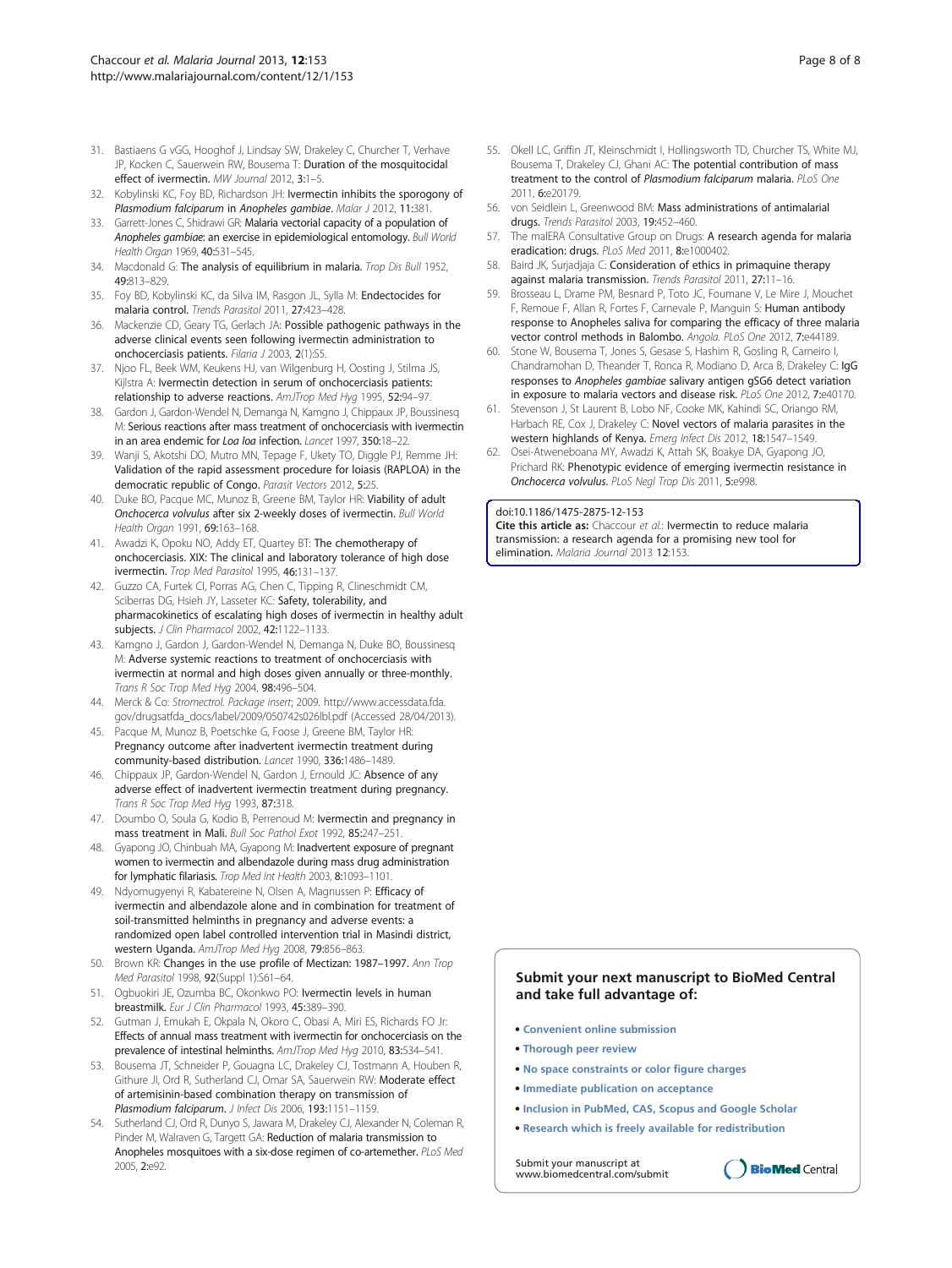31. Bastiaens G vGG, Hooghof J, Lindsay SW, Drakeley C, Churcher T, Verhave JP, Kocken C, Sauerwein RW, Bousema T: **Duration of the mosquitocidal effect of ivermectin.** *MW Journal* 2012, **3:**1–5.
32. Kobylinski KC, Foy BD, Richardson JH: **Ivermectin inhibits the sporogony of** ***Plasmodium falciparum*** **in** ***Anopheles gambiae*****.** *Malar J* 2012, **11:**381.
33. Garrett-Jones C, Shidrawi GR: **Malaria vectorial capacity of a population of** ***Anopheles gambiae*****: an exercise in epidemiological entomology.** *Bull World Health Organ* 1969, **40:**531–545.
34. Macdonald G: **The analysis of equilibrium in malaria.** *Trop Dis Bull* 1952, **49:**813–829.
35. Foy BD, Kobylinski KC, da Silva IM, Rasgon JL, Sylla M: **Endectocides for malaria control.** *Trends Parasitol* 2011, **27:**423–428.
36. Mackenzie CD, Geary TG, Gerlach JA: **Possible pathogenic pathways in the adverse clinical events seen following ivermectin administration to onchocerciasis patients.** *Filaria J* 2003, **2**(1):S5.
37. Njoo FL, Beek WM, Keukens HJ, van Wilgenburg H, Oosting J, Stilma JS, Kijlstra A: **Ivermectin detection in serum of onchocerciasis patients: relationship to adverse reactions.** *AmJTrop Med Hyg* 1995, **52:**94–97.
38. Gardon J, Gardon-Wendel N, Demanga N, Kamgno J, Chippaux JP, Boussinesq M: **Serious reactions after mass treatment of onchocerciasis with ivermectin in an area endemic for** ***Loa loa*** **infection.** *Lancet* 1997, **350:**18–22.
39. Wanji S, Akotshi DO, Mutro MN, Tepage F, Ukety TO, Diggle PJ, Remme JH: **Validation of the rapid assessment procedure for loiasis (RAPLOA) in the democratic republic of Congo.** *Parasit Vectors* 2012, **5:**25.
40. Duke BO, Pacque MC, Munoz B, Greene BM, Taylor HR: **Viability of adult** ***Onchocerca volvulus*** **after six 2-weekly doses of ivermectin.** *Bull World Health Organ* 1991, **69:**163–168.
41. Awadzi K, Opoku NO, Addy ET, Quartey BT: **The chemotherapy of onchocerciasis. XIX: The clinical and laboratory tolerance of high dose ivermectin.** *Trop Med Parasitol* 1995, **46:**131–137.
42. Guzzo CA, Furtek CI, Porras AG, Chen C, Tipping R, Clineschmidt CM, Sciberras DG, Hsieh JY, Lasseter KC: **Safety, tolerability, and pharmacokinetics of escalating high doses of ivermectin in healthy adult subjects.** *J Clin Pharmacol* 2002, **42:**1122–1133.
43. Kamgno J, Gardon J, Gardon-Wendel N, Demanga N, Duke BO, Boussinesq M: **Adverse systemic reactions to treatment of onchocerciasis with ivermectin at normal and high doses given annually or three-monthly.** *Trans R Soc Trop Med Hyg* 2004, **98:**496–504.
44. Merck & Co: *Stromectrol. Package insert*; 2009. http://www.accessdata.fda.gov/drugsatfda_docs/label/2009/050742s026lbl.pdf (Accessed 28/04/2013).
45. Pacque M, Munoz B, Poetschke G, Foose J, Greene BM, Taylor HR: **Pregnancy outcome after inadvertent ivermectin treatment during community-based distribution.** *Lancet* 1990, **336:**1486–1489.
46. Chippaux JP, Gardon-Wendel N, Gardon J, Ernould JC: **Absence of any adverse effect of inadvertent ivermectin treatment during pregnancy.** *Trans R Soc Trop Med Hyg* 1993, **87:**318.
47. Doumbo O, Soula G, Kodio B, Perrenoud M: **Ivermectin and pregnancy in mass treatment in Mali.** *Bull Soc Pathol Exot* 1992, **85:**247–251.
48. Gyapong JO, Chinbuah MA, Gyapong M: **Inadvertent exposure of pregnant women to ivermectin and albendazole during mass drug administration for lymphatic filariasis.** *Trop Med Int Health* 2003, **8:**1093–1101.
49. Ndyomugyenyi R, Kabatereine N, Olsen A, Magnussen P: **Efficacy of ivermectin and albendazole alone and in combination for treatment of soil-transmitted helminths in pregnancy and adverse events: a randomized open label controlled intervention trial in Masindi district, western Uganda.** *AmJTrop Med Hyg* 2008, **79:**856–863.
50. Brown KR: **Changes in the use profile of Mectizan: 1987–1997.** *Ann Trop Med Parasitol* 1998, **92**(Suppl 1):S61–64.
51. Ogbuokiri JE, Ozumba BC, Okonkwo PO: **Ivermectin levels in human breastmilk.** *Eur J Clin Pharmacol* 1993, **45:**389–390.
52. Gutman J, Emukah E, Okpala N, Okoro C, Obasi A, Miri ES, Richards FO Jr: **Effects of annual mass treatment with ivermectin for onchocerciasis on the prevalence of intestinal helminths.** *AmJTrop Med Hyg* 2010, **83:**534–541.
53. Bousema JT, Schneider P, Gouagna LC, Drakeley CJ, Tostmann A, Houben R, Githure JI, Ord R, Sutherland CJ, Omar SA, Sauerwein RW: **Moderate effect of artemisinin-based combination therapy on transmission of** ***Plasmodium falciparum*****.** *J Infect Dis* 2006, **193:**1151–1159.
54. Sutherland CJ, Ord R, Dunyo S, Jawara M, Drakeley CJ, Alexander N, Coleman R, Pinder M, Walraven G, Targett GA: **Reduction of malaria transmission to Anopheles mosquitoes with a six-dose regimen of co-artemether.** *PLoS Med* 2005, **2:**e92.
55. Okell LC, Griffin JT, Kleinschmidt I, Hollingsworth TD, Churcher TS, White MJ, Bousema T, Drakeley CJ, Ghani AC: **The potential contribution of mass treatment to the control of** ***Plasmodium falciparum*** **malaria.** *PLoS One* 2011, **6:**e20179.
56. von Seidlein L, Greenwood BM: **Mass administrations of antimalarial drugs.** *Trends Parasitol* 2003, **19:**452–460.
57. The malERA Consultative Group on Drugs: **A research agenda for malaria eradication: drugs.** *PLoS Med* 2011, **8:**e1000402.
58. Baird JK, Surjadjaja C: **Consideration of ethics in primaquine therapy against malaria transmission.** *Trends Parasitol* 2011, **27:**11–16.
59. Brosseau L, Drame PM, Besnard P, Toto JC, Foumane V, Le Mire J, Mouchet F, Remoue F, Allan R, Fortes F, Carnevale P, Manguin S: **Human antibody response to Anopheles saliva for comparing the efficacy of three malaria vector control methods in Balombo.** *Angola. PLoS One* 2012, **7:**e44189.
60. Stone W, Bousema T, Jones S, Gesase S, Hashim R, Gosling R, Carneiro I, Chandramohan D, Theander T, Ronca R, Modiano D, Arca B, Drakeley C: **IgG responses to** ***Anopheles gambiae*** **salivary antigen gSG6 detect variation in exposure to malaria vectors and disease risk.** *PLoS One* 2012, **7:**e40170.
61. Stevenson J, St Laurent B, Lobo NF, Cooke MK, Kahindi SC, Oriango RM, Harbach RE, Cox J, Drakeley C: **Novel vectors of malaria parasites in the western highlands of Kenya.** *Emerg Infect Dis* 2012, **18:**1547–1549.
62. Osei-Atweneboana MY, Awadzi K, Attah SK, Boakye DA, Gyapong JO, Prichard RK: **Phenotypic evidence of emerging ivermectin resistance in** ***Onchocerca volvulus*****.** *PLoS Negl Trop Dis* 2011, **5:**e998.

doi:10.1186/1475-2875-12-153
**Cite this article as:** Chaccour *et al.*: Ivermectin to reduce malaria transmission: a research agenda for a promising new tool for elimination. *Malaria Journal* 2013 **12**:153.

**Submit your next manuscript to BioMed Central and take full advantage of:**

- Convenient online submission
- Thorough peer review
- No space constraints or color figure charges
- Immediate publication on acceptance
- Inclusion in PubMed, CAS, Scopus and Google Scholar
- Research which is freely available for redistribution

Submit your manuscript at www.biomedcentral.com/submit